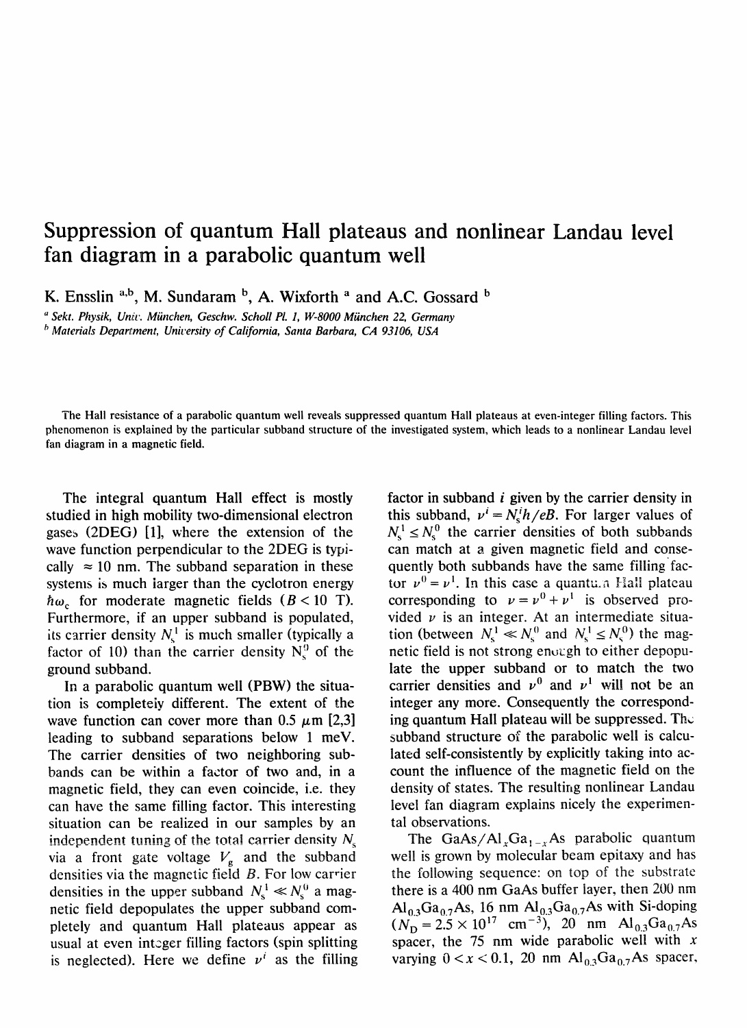# Suppression of quantum Hall plateaus and nonlinear Landau level fan diagram in a parabolic quantum well

K. Ensslin [a,b], M. Sundaram [b], A. Wixforth [a] and A.C. Gossard [b]

[a] *Sekt. Physik, Univ. München, Geschw. Scholl Pl. 1, W-8000 München 22, Germany*
[b] *Materials Department, University of California, Santa Barbara, CA 93106, USA*

The Hall resistance of a parabolic quantum well reveals suppressed quantum Hall plateaus at even-integer filling factors. This phenomenon is explained by the particular subband structure of the investigated system, which leads to a nonlinear Landau level fan diagram in a magnetic field.

The integral quantum Hall effect is mostly studied in high mobility two-dimensional electron gases (2DEG) [1], where the extension of the wave function perpendicular to the 2DEG is typically $\approx 10$ nm. The subband separation in these systems is much larger than the cyclotron energy $\hbar\omega_c$ for moderate magnetic fields ($B < 10$ T). Furthermore, if an upper subband is populated, its carrier density $N_s^1$ is much smaller (typically a factor of 10) than the carrier density $N_s^0$ of the ground subband.

In a parabolic quantum well (PBW) the situation is completely different. The extent of the wave function can cover more than 0.5 $\mu$m [2,3] leading to subband separations below 1 meV. The carrier densities of two neighboring subbands can be within a factor of two and, in a magnetic field, they can even coincide, i.e. they can have the same filling factor. This interesting situation can be realized in our samples by an independent tuning of the total carrier density $N_s$ via a front gate voltage $V_g$ and the subband densities via the magnetic field $B$. For low carrier densities in the upper subband $N_s^1 \ll N_s^0$ a magnetic field depopulates the upper subband completely and quantum Hall plateaus appear as usual at even integer filling factors (spin splitting is neglected). Here we define $\nu^i$ as the filling factor in subband $i$ given by the carrier density in this subband, $\nu^i = N_s^i h/eB$. For larger values of $N_s^1 \leq N_s^0$ the carrier densities of both subbands can match at a given magnetic field and consequently both subbands have the same filling factor $\nu^0 = \nu^1$. In this case a quantum Hall plateau corresponding to $\nu = \nu^0 + \nu^1$ is observed provided $\nu$ is an integer. At an intermediate situation (between $N_s^1 \ll N_s^0$ and $N_s^1 \leq N_s^0$) the magnetic field is not strong enough to either depopulate the upper subband or to match the two carrier densities and $\nu^0$ and $\nu^1$ will not be an integer any more. Consequently the corresponding quantum Hall plateau will be suppressed. The subband structure of the parabolic well is calculated self-consistently by explicitly taking into account the influence of the magnetic field on the density of states. The resulting nonlinear Landau level fan diagram explains nicely the experimental observations.

The GaAs/Al$_x$Ga$_{1-x}$As parabolic quantum well is grown by molecular beam epitaxy and has the following sequence: on top of the substrate there is a 400 nm GaAs buffer layer, then 200 nm Al$_{0.3}$Ga$_{0.7}$As, 16 nm Al$_{0.3}$Ga$_{0.7}$As with Si-doping ($N_D = 2.5 \times 10^{17}$ cm$^{-3}$), 20 nm Al$_{0.3}$Ga$_{0.7}$As spacer, the 75 nm wide parabolic well with $x$ varying $0 < x < 0.1$, 20 nm Al$_{0.3}$Ga$_{0.7}$As spacer,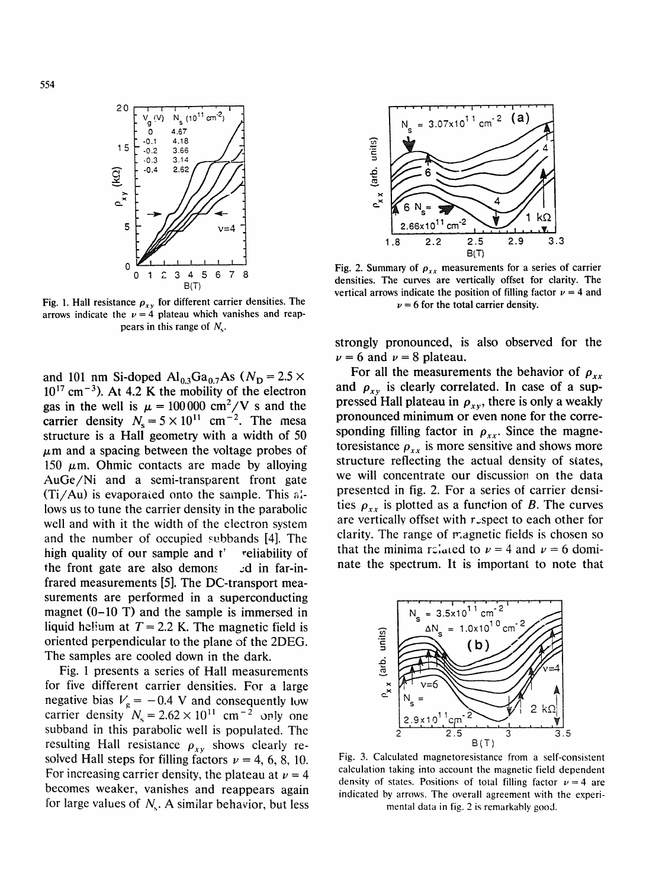Fig. 1. Hall resistance $\rho_{xy}$ for different carrier densities. The arrows indicate the $\nu = 4$ plateau which vanishes and reappears in this range of $N_s$.

and 101 nm Si-doped $Al_{0.3}Ga_{0.7}As$ ($N_D = 2.5 \times 10^{17}$ cm$^{-3}$). At 4.2 K the mobility of the electron gas in the well is $\mu = 100\,000$ cm$^2$/V s and the carrier density $N_s = 5 \times 10^{11}$ cm$^{-2}$. The mesa structure is a Hall geometry with a width of 50 $\mu$m and a spacing between the voltage probes of 150 $\mu$m. Ohmic contacts are made by alloying AuGe/Ni and a semi-transparent front gate (Ti/Au) is evaporated onto the sample. This allows us to tune the carrier density in the parabolic well and with it the width of the electron system and the number of occupied subbands [4]. The high quality of our sample and the reliability of the front gate are also demonstrated in far-infrared measurements [5]. The DC-transport measurements are performed in a superconducting magnet (0–10 T) and the sample is immersed in liquid helium at $T = 2.2$ K. The magnetic field is oriented perpendicular to the plane of the 2DEG. The samples are cooled down in the dark.

Fig. 1 presents a series of Hall measurements for five different carrier densities. For a large negative bias $V_g = -0.4$ V and consequently low carrier density $N_s = 2.62 \times 10^{11}$ cm$^{-2}$ only one subband in this parabolic well is populated. The resulting Hall resistance $\rho_{xy}$ shows clearly resolved Hall steps for filling factors $\nu = 4, 6, 8, 10$. For increasing carrier density, the plateau at $\nu = 4$ becomes weaker, vanishes and reappears again for large values of $N_s$. A similar behavior, but less strongly pronounced, is also observed for the $\nu = 6$ and $\nu = 8$ plateau.

Fig. 2. Summary of $\rho_{xx}$ measurements for a series of carrier densities. The curves are vertically offset for clarity. The vertical arrows indicate the position of filling factor $\nu = 4$ and $\nu = 6$ for the total carrier density.

For all the measurements the behavior of $\rho_{xx}$ and $\rho_{xy}$ is clearly correlated. In case of a suppressed Hall plateau in $\rho_{xy}$, there is only a weakly pronounced minimum or even none for the corresponding filling factor in $\rho_{xx}$. Since the magnetoresistance $\rho_{xx}$ is more sensitive and shows more structure reflecting the actual density of states, we will concentrate our discussion on the data presented in fig. 2. For a series of carrier densities $\rho_{xx}$ is plotted as a function of $B$. The curves are vertically offset with respect to each other for clarity. The range of magnetic fields is chosen so that the minima related to $\nu = 4$ and $\nu = 6$ dominate the spectrum. It is important to note that

Fig. 3. Calculated magnetoresistance from a self-consistent calculation taking into account the magnetic field dependent density of states. Positions of total filling factor $\nu = 4$ are indicated by arrows. The overall agreement with the experimental data in fig. 2 is remarkably good.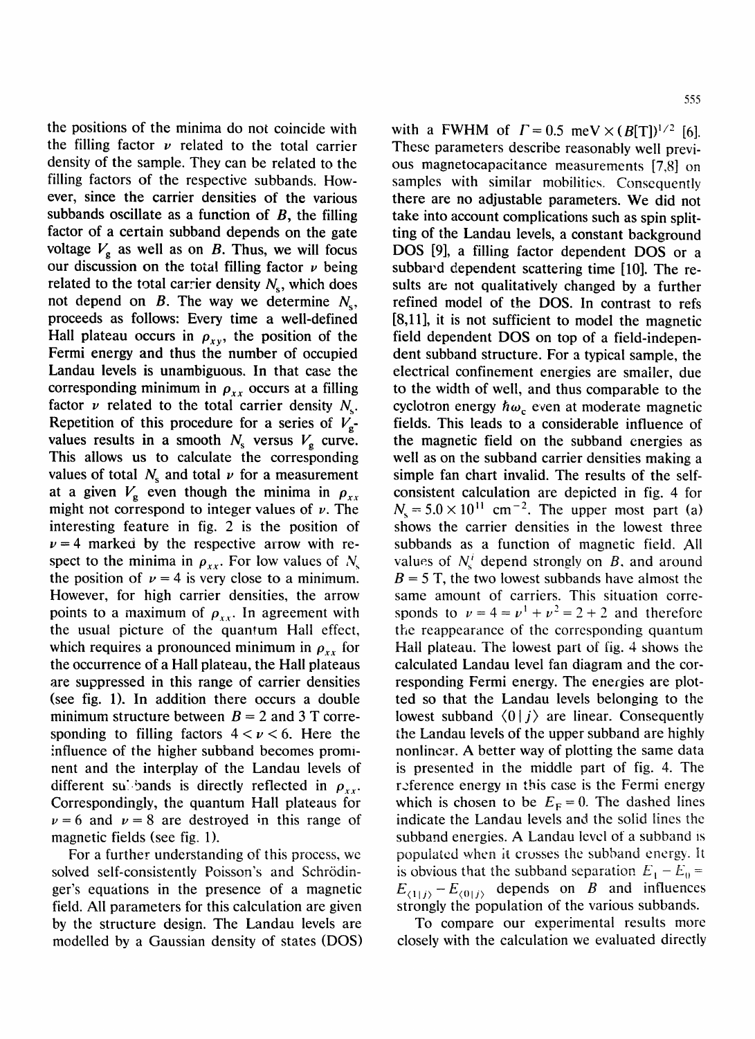the positions of the minima do not coincide with the filling factor $\nu$ related to the total carrier density of the sample. They can be related to the filling factors of the respective subbands. However, since the carrier densities of the various subbands oscillate as a function of $B$, the filling factor of a certain subband depends on the gate voltage $V_g$ as well as on $B$. Thus, we will focus our discussion on the total filling factor $\nu$ being related to the total carrier density $N_s$, which does not depend on $B$. The way we determine $N_s$, proceeds as follows: Every time a well-defined Hall plateau occurs in $\rho_{xy}$, the position of the Fermi energy and thus the number of occupied Landau levels is unambiguous. In that case the corresponding minimum in $\rho_{xx}$ occurs at a filling factor $\nu$ related to the total carrier density $N_s$. Repetition of this procedure for a series of $V_g$-values results in a smooth $N_s$ versus $V_g$ curve. This allows us to calculate the corresponding values of total $N_s$ and total $\nu$ for a measurement at a given $V_g$ even though the minima in $\rho_{xx}$ might not correspond to integer values of $\nu$. The interesting feature in fig. 2 is the position of $\nu = 4$ marked by the respective arrow with respect to the minima in $\rho_{xx}$. For low values of $N_s$ the position of $\nu = 4$ is very close to a minimum. However, for high carrier densities, the arrow points to a maximum of $\rho_{xx}$. In agreement with the usual picture of the quantum Hall effect, which requires a pronounced minimum in $\rho_{xx}$ for the occurrence of a Hall plateau, the Hall plateaus are suppressed in this range of carrier densities (see fig. 1). In addition there occurs a double minimum structure between $B = 2$ and 3 T corresponding to filling factors $4 < \nu < 6$. Here the influence of the higher subband becomes prominent and the interplay of the Landau levels of different subbands is directly reflected in $\rho_{xx}$. Correspondingly, the quantum Hall plateaus for $\nu = 6$ and $\nu = 8$ are destroyed in this range of magnetic fields (see fig. 1).

For a further understanding of this process, we solved self-consistently Poisson's and Schrödinger's equations in the presence of a magnetic field. All parameters for this calculation are given by the structure design. The Landau levels are modelled by a Gaussian density of states (DOS) with a FWHM of $\Gamma = 0.5$ meV $\times (B[\mathrm{T}])^{1/2}$ [6]. These parameters describe reasonably well previous magnetocapacitance measurements [7,8] on samples with similar mobilities. Consequently there are no adjustable parameters. We did not take into account complications such as spin splitting of the Landau levels, a constant background DOS [9], a filling factor dependent DOS or a subband dependent scattering time [10]. The results are not qualitatively changed by a further refined model of the DOS. In contrast to refs [8,11], it is not sufficient to model the magnetic field dependent DOS on top of a field-independent subband structure. For a typical sample, the electrical confinement energies are smaller, due to the width of well, and thus comparable to the cyclotron energy $\hbar\omega_c$ even at moderate magnetic fields. This leads to a considerable influence of the magnetic field on the subband energies as well as on the subband carrier densities making a simple fan chart invalid. The results of the self-consistent calculation are depicted in fig. 4 for $N_s = 5.0 \times 10^{11}$ cm$^{-2}$. The upper most part (a) shows the carrier densities in the lowest three subbands as a function of magnetic field. All values of $N_s^i$ depend strongly on $B$, and around $B = 5$ T, the two lowest subbands have almost the same amount of carriers. This situation corresponds to $\nu = 4 = \nu^1 + \nu^2 = 2 + 2$ and therefore the reappearance of the corresponding quantum Hall plateau. The lowest part of fig. 4 shows the calculated Landau level fan diagram and the corresponding Fermi energy. The energies are plotted so that the Landau levels belonging to the lowest subband $\langle 0 \mid j \rangle$ are linear. Consequently the Landau levels of the upper subband are highly nonlinear. A better way of plotting the same data is presented in the middle part of fig. 4. The reference energy in this case is the Fermi energy which is chosen to be $E_F = 0$. The dashed lines indicate the Landau levels and the solid lines the subband energies. A Landau level of a subband is populated when it crosses the subband energy. It is obvious that the subband separation $E_1 - E_0 = E_{\langle 1 \mid j \rangle} - E_{\langle 0 \mid j \rangle}$ depends on $B$ and influences strongly the population of the various subbands.

To compare our experimental results more closely with the calculation we evaluated directly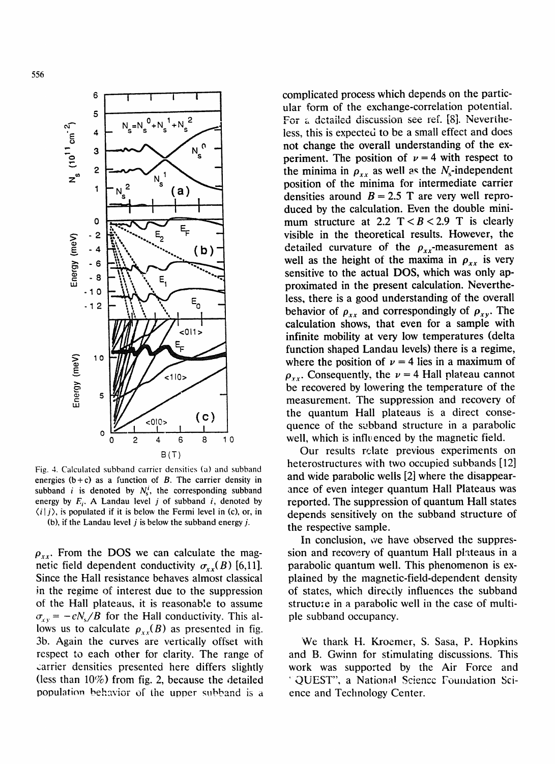Fig. 4. Calculated subband carrier densities (a) and subband energies (b + c) as a function of $B$. The carrier density in subband $i$ is denoted by $N_s^i$, the corresponding subband energy by $E_i$. A Landau level $j$ of subband $i$, denoted by $\langle i \mid j \rangle$, is populated if it is below the Fermi level in (c), or, in (b), if the Landau level $j$ is below the subband energy $j$.

$\rho_{xx}$. From the DOS we can calculate the magnetic field dependent conductivity $\sigma_{xx}(B)$ [6,11]. Since the Hall resistance behaves almost classical in the regime of interest due to the suppression of the Hall plateaus, it is reasonable to assume $\sigma_{xy} = -eN_s/B$ for the Hall conductivity. This allows us to calculate $\rho_{xx}(B)$ as presented in fig. 3b. Again the curves are vertically offset with respect to each other for clarity. The range of carrier densities presented here differs slightly (less than 10%) from fig. 2, because the detailed population behavior of the upper subband is a complicated process which depends on the particular form of the exchange-correlation potential. For a detailed discussion see ref. [8]. Nevertheless, this is expected to be a small effect and does not change the overall understanding of the experiment. The position of $\nu = 4$ with respect to the minima in $\rho_{xx}$ as well as the $N_s$-independent position of the minima for intermediate carrier densities around $B = 2.5$ T are very well reproduced by the calculation. Even the double minimum structure at 2.2 T $< B <$ 2.9 T is clearly visible in the theoretical results. However, the detailed curvature of the $\rho_{xx}$-measurement as well as the height of the maxima in $\rho_{xx}$ is very sensitive to the actual DOS, which was only approximated in the present calculation. Nevertheless, there is a good understanding of the overall behavior of $\rho_{xx}$ and correspondingly of $\rho_{xy}$. The calculation shows, that even for a sample with infinite mobility at very low temperatures (delta function shaped Landau levels) there is a regime, where the position of $\nu = 4$ lies in a maximum of $\rho_{xx}$. Consequently, the $\nu = 4$ Hall plateau cannot be recovered by lowering the temperature of the measurement. The suppression and recovery of the quantum Hall plateaus is a direct consequence of the subband structure in a parabolic well, which is influenced by the magnetic field.

Our results relate previous experiments on heterostructures with two occupied subbands [12] and wide parabolic wells [2] where the disappearance of even integer quantum Hall Plateaus was reported. The suppression of quantum Hall states depends sensitively on the subband structure of the respective sample.

In conclusion, we have observed the suppression and recovery of quantum Hall plateaus in a parabolic quantum well. This phenomenon is explained by the magnetic-field-dependent density of states, which directly influences the subband structure in a parabolic well in the case of multiple subband occupancy.

We thank H. Kroemer, S. Sasa, P. Hopkins and B. Gwinn for stimulating discussions. This work was supported by the Air Force and "QUEST", a National Science Foundation Science and Technology Center.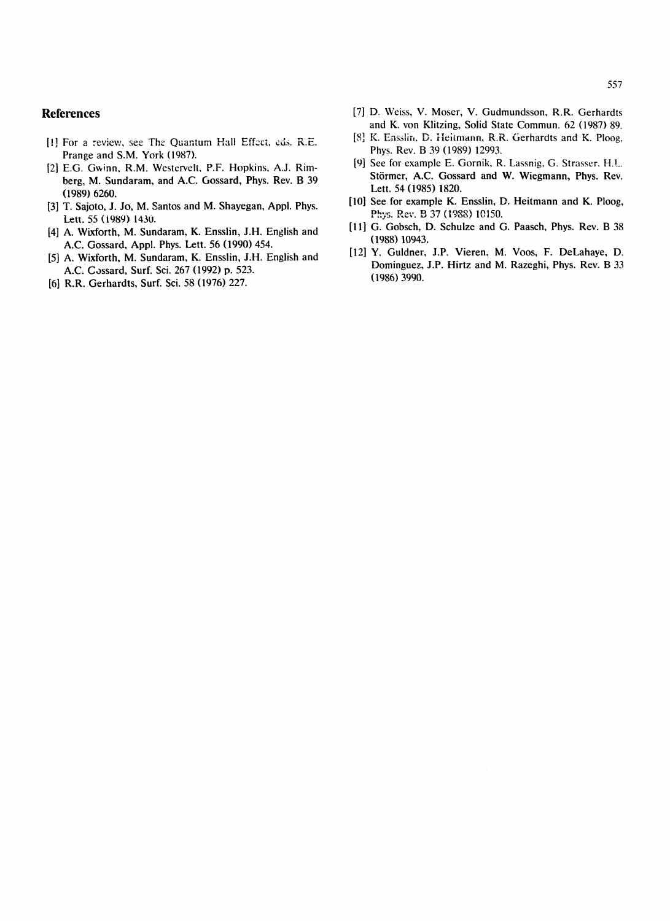## References

[1] For a review, see The Quantum Hall Effect, eds. R.E. Prange and S.M. York (1987).

[2] E.G. Gwinn, R.M. Westervelt, P.F. Hopkins, A.J. Rimberg, M. Sundaram, and A.C. Gossard, Phys. Rev. B 39 (1989) 6260.

[3] T. Sajoto, J. Jo, M. Santos and M. Shayegan, Appl. Phys. Lett. 55 (1989) 1430.

[4] A. Wixforth, M. Sundaram, K. Ensslin, J.H. English and A.C. Gossard, Appl. Phys. Lett. 56 (1990) 454.

[5] A. Wixforth, M. Sundaram, K. Ensslin, J.H. English and A.C. Gossard, Surf. Sci. 267 (1992) p. 523.

[6] R.R. Gerhardts, Surf. Sci. 58 (1976) 227.

[7] D. Weiss, V. Moser, V. Gudmundsson, R.R. Gerhardts and K. von Klitzing, Solid State Commun. 62 (1987) 89.

[8] K. Ensslin, D. Heitmann, R.R. Gerhardts and K. Ploog, Phys. Rev. B 39 (1989) 12993.

[9] See for example E. Gornik, R. Lassnig, G. Strasser, H.L. Störmer, A.C. Gossard and W. Wiegmann, Phys. Rev. Lett. 54 (1985) 1820.

[10] See for example K. Ensslin, D. Heitmann and K. Ploog, Phys. Rev. B 37 (1988) 10150.

[11] G. Gobsch, D. Schulze and G. Paasch, Phys. Rev. B 38 (1988) 10943.

[12] Y. Guldner, J.P. Vieren, M. Voos, F. DeLahaye, D. Dominguez, J.P. Hirtz and M. Razeghi, Phys. Rev. B 33 (1986) 3990.